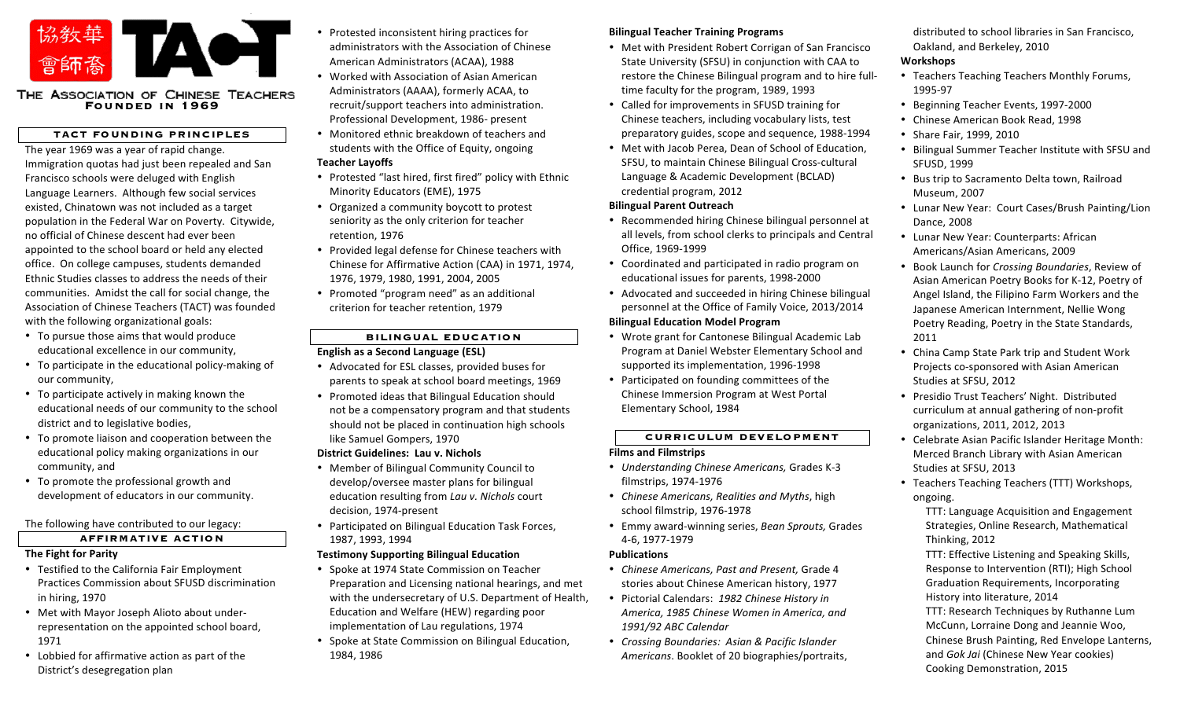協教華
會師裔

# TACT

**THE ASSOCIATION OF CHINESE TEACHERS**
**FOUNDED IN 1969**

## TACT FOUNDING PRINCIPLES

The year 1969 was a year of rapid change. Immigration quotas had just been repealed and San Francisco schools were deluged with English Language Learners. Although few social services existed, Chinatown was not included as a target population in the Federal War on Poverty. Citywide, no official of Chinese descent had ever been appointed to the school board or held any elected office. On college campuses, students demanded Ethnic Studies classes to address the needs of their communities. Amidst the call for social change, the Association of Chinese Teachers (TACT) was founded with the following organizational goals:

- To pursue those aims that would produce educational excellence in our community,
- To participate in the educational policy-making of our community,
- To participate actively in making known the educational needs of our community to the school district and to legislative bodies,
- To promote liaison and cooperation between the educational policy making organizations in our community, and
- To promote the professional growth and development of educators in our community.

The following have contributed to our legacy:

## AFFIRMATIVE ACTION

**The Fight for Parity**

- Testified to the California Fair Employment Practices Commission about SFUSD discrimination in hiring, 1970
- Met with Mayor Joseph Alioto about under-representation on the appointed school board, 1971
- Lobbied for affirmative action as part of the District's desegregation plan
- Protested inconsistent hiring practices for administrators with the Association of Chinese American Administrators (ACAA), 1988
- Worked with Association of Asian American Administrators (AAAA), formerly ACAA, to recruit/support teachers into administration. Professional Development, 1986- present
- Monitored ethnic breakdown of teachers and students with the Office of Equity, ongoing

**Teacher Layoffs**

- Protested "last hired, first fired" policy with Ethnic Minority Educators (EME), 1975
- Organized a community boycott to protest seniority as the only criterion for teacher retention, 1976
- Provided legal defense for Chinese teachers with Chinese for Affirmative Action (CAA) in 1971, 1974, 1976, 1979, 1980, 1991, 2004, 2005
- Promoted "program need" as an additional criterion for teacher retention, 1979

## BILINGUAL EDUCATION

**English as a Second Language (ESL)**

- Advocated for ESL classes, provided buses for parents to speak at school board meetings, 1969
- Promoted ideas that Bilingual Education should not be a compensatory program and that students should not be placed in continuation high schools like Samuel Gompers, 1970

**District Guidelines: Lau v. Nichols**

- Member of Bilingual Community Council to develop/oversee master plans for bilingual education resulting from *Lau v. Nichols* court decision, 1974-present
- Participated on Bilingual Education Task Forces, 1987, 1993, 1994

**Testimony Supporting Bilingual Education**

- Spoke at 1974 State Commission on Teacher Preparation and Licensing national hearings, and met with the undersecretary of U.S. Department of Health, Education and Welfare (HEW) regarding poor implementation of Lau regulations, 1974
- Spoke at State Commission on Bilingual Education, 1984, 1986

**Bilingual Teacher Training Programs**

- Met with President Robert Corrigan of San Francisco State University (SFSU) in conjunction with CAA to restore the Chinese Bilingual program and to hire full-time faculty for the program, 1989, 1993
- Called for improvements in SFUSD training for Chinese teachers, including vocabulary lists, test preparatory guides, scope and sequence, 1988-1994
- Met with Jacob Perea, Dean of School of Education, SFSU, to maintain Chinese Bilingual Cross-cultural Language & Academic Development (BCLAD) credential program, 2012

**Bilingual Parent Outreach**

- Recommended hiring Chinese bilingual personnel at all levels, from school clerks to principals and Central Office, 1969-1999
- Coordinated and participated in radio program on educational issues for parents, 1998-2000
- Advocated and succeeded in hiring Chinese bilingual personnel at the Office of Family Voice, 2013/2014

**Bilingual Education Model Program**

- Wrote grant for Cantonese Bilingual Academic Lab Program at Daniel Webster Elementary School and supported its implementation, 1996-1998
- Participated on founding committees of the Chinese Immersion Program at West Portal Elementary School, 1984

## CURRICULUM DEVELOPMENT

**Films and Filmstrips**

- *Understanding Chinese Americans,* Grades K-3 filmstrips, 1974-1976
- *Chinese Americans, Realities and Myths*, high school filmstrip, 1976-1978
- Emmy award-winning series, *Bean Sprouts,* Grades 4-6, 1977-1979

**Publications**

- *Chinese Americans, Past and Present,* Grade 4 stories about Chinese American history, 1977
- Pictorial Calendars: *1982 Chinese History in America, 1985 Chinese Women in America, and 1991/92 ABC Calendar*
- *Crossing Boundaries: Asian & Pacific Islander Americans*. Booklet of 20 biographies/portraits, distributed to school libraries in San Francisco, Oakland, and Berkeley, 2010

**Workshops**

- Teachers Teaching Teachers Monthly Forums, 1995-97
- Beginning Teacher Events, 1997-2000
- Chinese American Book Read, 1998
- Share Fair, 1999, 2010
- Bilingual Summer Teacher Institute with SFSU and SFUSD, 1999
- Bus trip to Sacramento Delta town, Railroad Museum, 2007
- Lunar New Year: Court Cases/Brush Painting/Lion Dance, 2008
- Lunar New Year: Counterparts: African Americans/Asian Americans, 2009
- Book Launch for *Crossing Boundaries*, Review of Asian American Poetry Books for K-12, Poetry of Angel Island, the Filipino Farm Workers and the Japanese American Internment, Nellie Wong Poetry Reading, Poetry in the State Standards, 2011
- China Camp State Park trip and Student Work Projects co-sponsored with Asian American Studies at SFSU, 2012
- Presidio Trust Teachers' Night. Distributed curriculum at annual gathering of non-profit organizations, 2011, 2012, 2013
- Celebrate Asian Pacific Islander Heritage Month: Merced Branch Library with Asian American Studies at SFSU, 2013
- Teachers Teaching Teachers (TTT) Workshops, ongoing.

  TTT: Language Acquisition and Engagement Strategies, Online Research, Mathematical Thinking, 2012

  TTT: Effective Listening and Speaking Skills, Response to Intervention (RTI); High School Graduation Requirements, Incorporating History into literature, 2014

  TTT: Research Techniques by Ruthanne Lum McCunn, Lorraine Dong and Jeannie Woo, Chinese Brush Painting, Red Envelope Lanterns, and *Gok Jai* (Chinese New Year cookies) Cooking Demonstration, 2015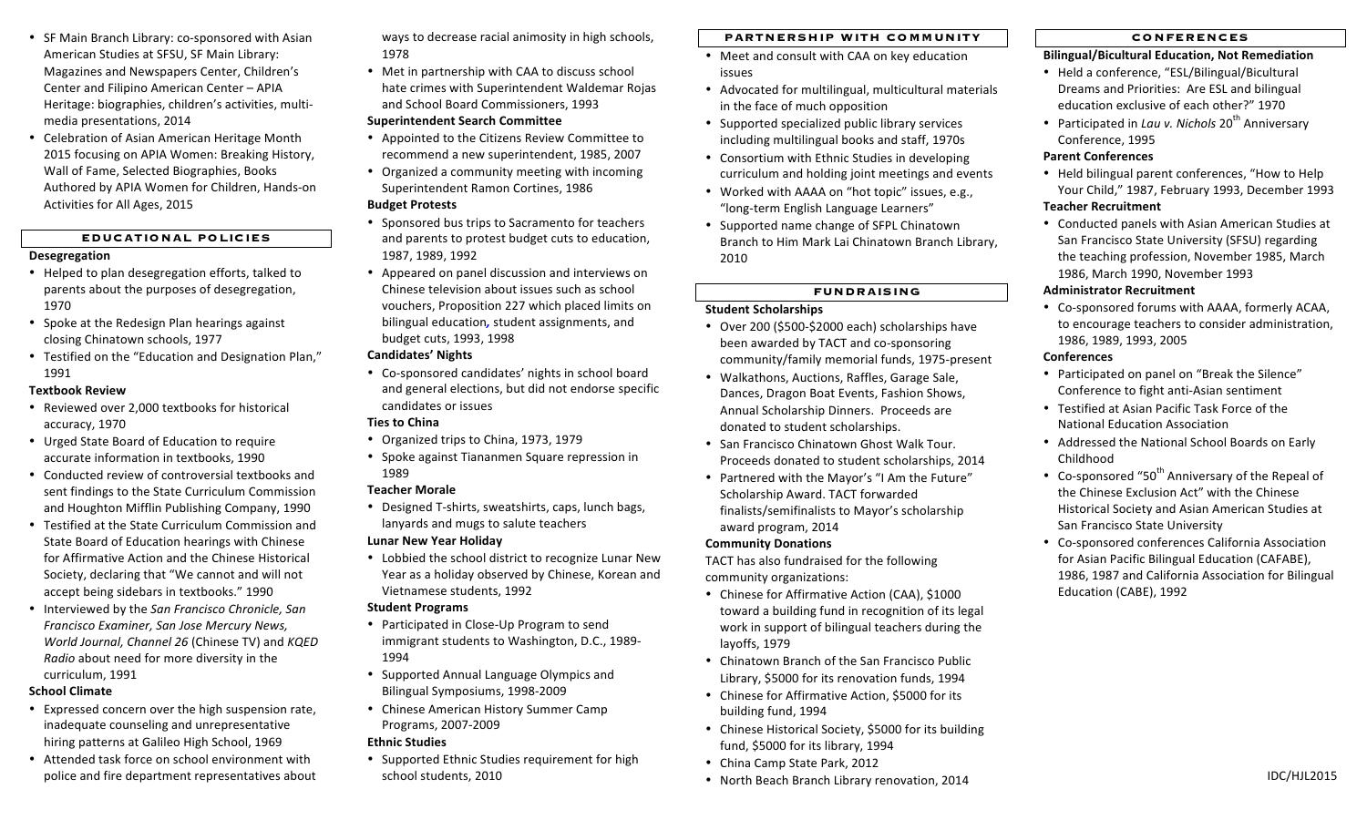- SF Main Branch Library: co-sponsored with Asian American Studies at SFSU, SF Main Library: Magazines and Newspapers Center, Children's Center and Filipino American Center – APIA Heritage: biographies, children's activities, multi-media presentations, 2014
- Celebration of Asian American Heritage Month 2015 focusing on APIA Women: Breaking History, Wall of Fame, Selected Biographies, Books Authored by APIA Women for Children, Hands-on Activities for All Ages, 2015

## EDUCATIONAL POLICIES

**Desegregation**

- Helped to plan desegregation efforts, talked to parents about the purposes of desegregation, 1970
- Spoke at the Redesign Plan hearings against closing Chinatown schools, 1977
- Testified on the "Education and Designation Plan," 1991

**Textbook Review**

- Reviewed over 2,000 textbooks for historical accuracy, 1970
- Urged State Board of Education to require accurate information in textbooks, 1990
- Conducted review of controversial textbooks and sent findings to the State Curriculum Commission and Houghton Mifflin Publishing Company, 1990
- Testified at the State Curriculum Commission and State Board of Education hearings with Chinese for Affirmative Action and the Chinese Historical Society, declaring that "We cannot and will not accept being sidebars in textbooks." 1990
- Interviewed by the *San Francisco Chronicle, San Francisco Examiner, San Jose Mercury News, World Journal, Channel 26* (Chinese TV) and *KQED Radio* about need for more diversity in the curriculum, 1991

**School Climate**

- Expressed concern over the high suspension rate, inadequate counseling and unrepresentative hiring patterns at Galileo High School, 1969
- Attended task force on school environment with police and fire department representatives about ways to decrease racial animosity in high schools, 1978
- Met in partnership with CAA to discuss school hate crimes with Superintendent Waldemar Rojas and School Board Commissioners, 1993

**Superintendent Search Committee**

- Appointed to the Citizens Review Committee to recommend a new superintendent, 1985, 2007
- Organized a community meeting with incoming Superintendent Ramon Cortines, 1986

**Budget Protests**

- Sponsored bus trips to Sacramento for teachers and parents to protest budget cuts to education, 1987, 1989, 1992
- Appeared on panel discussion and interviews on Chinese television about issues such as school vouchers, Proposition 227 which placed limits on bilingual education, student assignments, and budget cuts, 1993, 1998

**Candidates' Nights**

- Co-sponsored candidates' nights in school board and general elections, but did not endorse specific candidates or issues

**Ties to China**

- Organized trips to China, 1973, 1979
- Spoke against Tiananmen Square repression in 1989

**Teacher Morale**

- Designed T-shirts, sweatshirts, caps, lunch bags, lanyards and mugs to salute teachers

**Lunar New Year Holiday**

- Lobbied the school district to recognize Lunar New Year as a holiday observed by Chinese, Korean and Vietnamese students, 1992

**Student Programs**

- Participated in Close-Up Program to send immigrant students to Washington, D.C., 1989-1994
- Supported Annual Language Olympics and Bilingual Symposiums, 1998-2009
- Chinese American History Summer Camp Programs, 2007-2009

**Ethnic Studies**

- Supported Ethnic Studies requirement for high school students, 2010

## PARTNERSHIP WITH COMMUNITY

- Meet and consult with CAA on key education issues
- Advocated for multilingual, multicultural materials in the face of much opposition
- Supported specialized public library services including multilingual books and staff, 1970s
- Consortium with Ethnic Studies in developing curriculum and holding joint meetings and events
- Worked with AAAA on "hot topic" issues, e.g., "long-term English Language Learners"
- Supported name change of SFPL Chinatown Branch to Him Mark Lai Chinatown Branch Library, 2010

## FUNDRAISING

**Student Scholarships**

- Over 200 ($500-$2000 each) scholarships have been awarded by TACT and co-sponsoring community/family memorial funds, 1975-present
- Walkathons, Auctions, Raffles, Garage Sale, Dances, Dragon Boat Events, Fashion Shows, Annual Scholarship Dinners. Proceeds are donated to student scholarships.
- San Francisco Chinatown Ghost Walk Tour. Proceeds donated to student scholarships, 2014
- Partnered with the Mayor's "I Am the Future" Scholarship Award. TACT forwarded finalists/semifinalists to Mayor's scholarship award program, 2014

**Community Donations**

TACT has also fundraised for the following community organizations:

- Chinese for Affirmative Action (CAA), $1000 toward a building fund in recognition of its legal work in support of bilingual teachers during the layoffs, 1979
- Chinatown Branch of the San Francisco Public Library, $5000 for its renovation funds, 1994
- Chinese for Affirmative Action, $5000 for its building fund, 1994
- Chinese Historical Society, $5000 for its building fund, $5000 for its library, 1994
- China Camp State Park, 2012
- North Beach Branch Library renovation, 2014

## CONFERENCES

**Bilingual/Bicultural Education, Not Remediation**

- Held a conference, "ESL/Bilingual/Bicultural Dreams and Priorities: Are ESL and bilingual education exclusive of each other?" 1970
- Participated in *Lau v. Nichols* 20th Anniversary Conference, 1995

**Parent Conferences**

- Held bilingual parent conferences, "How to Help Your Child," 1987, February 1993, December 1993

**Teacher Recruitment**

- Conducted panels with Asian American Studies at San Francisco State University (SFSU) regarding the teaching profession, November 1985, March 1986, March 1990, November 1993

**Administrator Recruitment**

- Co-sponsored forums with AAAA, formerly ACAA, to encourage teachers to consider administration, 1986, 1989, 1993, 2005

**Conferences**

- Participated on panel on "Break the Silence" Conference to fight anti-Asian sentiment
- Testified at Asian Pacific Task Force of the National Education Association
- Addressed the National School Boards on Early Childhood
- Co-sponsored "50th Anniversary of the Repeal of the Chinese Exclusion Act" with the Chinese Historical Society and Asian American Studies at San Francisco State University
- Co-sponsored conferences California Association for Asian Pacific Bilingual Education (CAFABE), 1986, 1987 and California Association for Bilingual Education (CABE), 1992

IDC/HJL2015